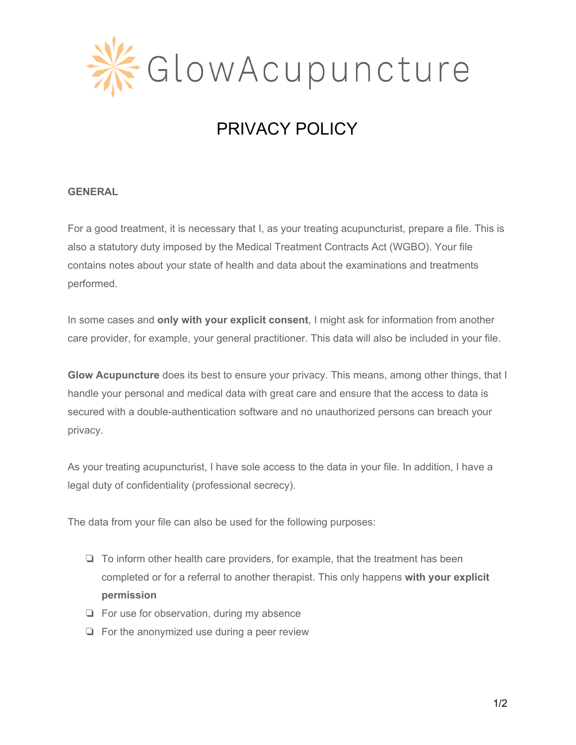GlowAcupuncture

# PRIVACY POLICY

## GENERAL

For a good treatment, it is necessary that I, as your treating acupuncturist, prepare a file. This is also a statutory duty imposed by the Medical Treatment Contracts Act (WGBO). Your file contains notes about your state of health and data about the examinations and treatments performed.

In some cases and **only with your explicit consent**, I might ask for information from another care provider, for example, your general practitioner. This data will also be included in your file.

**Glow Acupuncture** does its best to ensure your privacy. This means, among other things, that I handle your personal and medical data with great care and ensure that the access to data is secured with a double-authentication software and no unauthorized persons can breach your privacy.

As your treating acupuncturist, I have sole access to the data in your file. In addition, I have a legal duty of confidentiality (professional secrecy).

The data from your file can also be used for the following purposes:

- To inform other health care providers, for example, that the treatment has been completed or for a referral to another therapist. This only happens **with your explicit permission**
- For use for observation, during my absence
- For the anonymized use during a peer review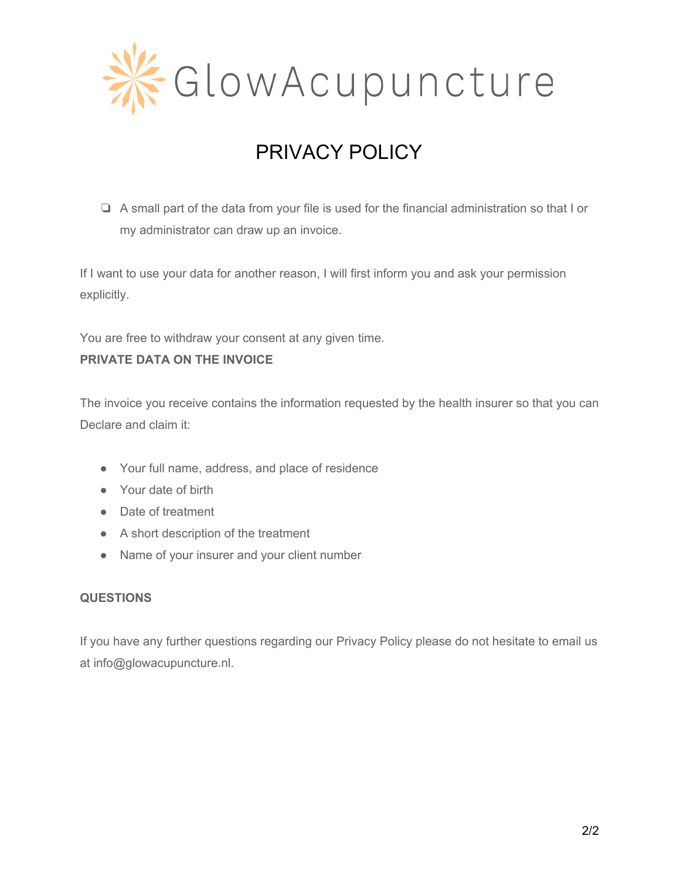# PRIVACY POLICY

- A small part of the data from your file is used for the financial administration so that I or my administrator can draw up an invoice.

If I want to use your data for another reason, I will first inform you and ask your permission explicitly.

You are free to withdraw your consent at any given time.

**PRIVATE DATA ON THE INVOICE**

The invoice you receive contains the information requested by the health insurer so that you can Declare and claim it:

- Your full name, address, and place of residence
- Your date of birth
- Date of treatment
- A short description of the treatment
- Name of your insurer and your client number

**QUESTIONS**

If you have any further questions regarding our Privacy Policy please do not hesitate to email us at info@glowacupuncture.nl.